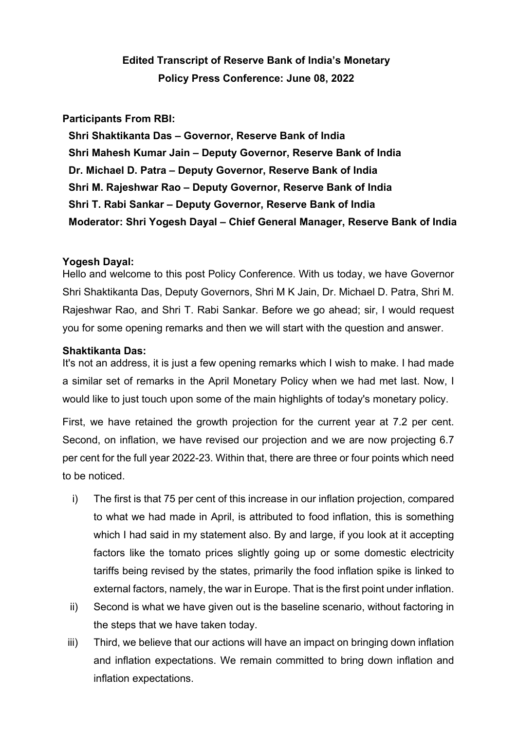# Edited Transcript of Reserve Bank of India's Monetary Policy Press Conference: June 08, 2022

**Participants From RBI:**

**Shri Shaktikanta Das – Governor, Reserve Bank of India**
**Shri Mahesh Kumar Jain – Deputy Governor, Reserve Bank of India**
**Dr. Michael D. Patra – Deputy Governor, Reserve Bank of India**
**Shri M. Rajeshwar Rao – Deputy Governor, Reserve Bank of India**
**Shri T. Rabi Sankar – Deputy Governor, Reserve Bank of India**
**Moderator: Shri Yogesh Dayal – Chief General Manager, Reserve Bank of India**

**Yogesh Dayal:**
Hello and welcome to this post Policy Conference. With us today, we have Governor Shri Shaktikanta Das, Deputy Governors, Shri M K Jain, Dr. Michael D. Patra, Shri M. Rajeshwar Rao, and Shri T. Rabi Sankar. Before we go ahead; sir, I would request you for some opening remarks and then we will start with the question and answer.

**Shaktikanta Das:**
It's not an address, it is just a few opening remarks which I wish to make. I had made a similar set of remarks in the April Monetary Policy when we had met last. Now, I would like to just touch upon some of the main highlights of today's monetary policy.

First, we have retained the growth projection for the current year at 7.2 per cent. Second, on inflation, we have revised our projection and we are now projecting 6.7 per cent for the full year 2022-23. Within that, there are three or four points which need to be noticed.

i) The first is that 75 per cent of this increase in our inflation projection, compared to what we had made in April, is attributed to food inflation, this is something which I had said in my statement also. By and large, if you look at it accepting factors like the tomato prices slightly going up or some domestic electricity tariffs being revised by the states, primarily the food inflation spike is linked to external factors, namely, the war in Europe. That is the first point under inflation.

ii) Second is what we have given out is the baseline scenario, without factoring in the steps that we have taken today.

iii) Third, we believe that our actions will have an impact on bringing down inflation and inflation expectations. We remain committed to bring down inflation and inflation expectations.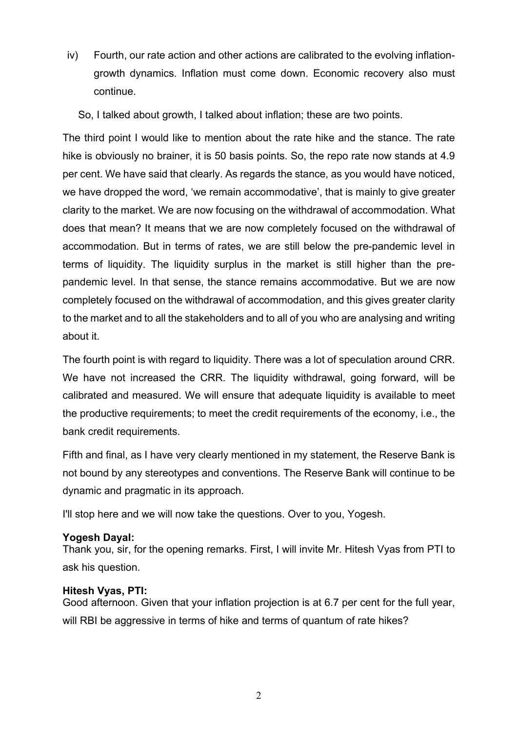iv) Fourth, our rate action and other actions are calibrated to the evolving inflation-growth dynamics. Inflation must come down. Economic recovery also must continue.

So, I talked about growth, I talked about inflation; these are two points.

The third point I would like to mention about the rate hike and the stance. The rate hike is obviously no brainer, it is 50 basis points. So, the repo rate now stands at 4.9 per cent. We have said that clearly. As regards the stance, as you would have noticed, we have dropped the word, 'we remain accommodative', that is mainly to give greater clarity to the market. We are now focusing on the withdrawal of accommodation. What does that mean? It means that we are now completely focused on the withdrawal of accommodation. But in terms of rates, we are still below the pre-pandemic level in terms of liquidity. The liquidity surplus in the market is still higher than the pre-pandemic level. In that sense, the stance remains accommodative. But we are now completely focused on the withdrawal of accommodation, and this gives greater clarity to the market and to all the stakeholders and to all of you who are analysing and writing about it.

The fourth point is with regard to liquidity. There was a lot of speculation around CRR. We have not increased the CRR. The liquidity withdrawal, going forward, will be calibrated and measured. We will ensure that adequate liquidity is available to meet the productive requirements; to meet the credit requirements of the economy, i.e., the bank credit requirements.

Fifth and final, as I have very clearly mentioned in my statement, the Reserve Bank is not bound by any stereotypes and conventions. The Reserve Bank will continue to be dynamic and pragmatic in its approach.

I'll stop here and we will now take the questions. Over to you, Yogesh.

**Yogesh Dayal:**
Thank you, sir, for the opening remarks. First, I will invite Mr. Hitesh Vyas from PTI to ask his question.

**Hitesh Vyas, PTI:**
Good afternoon. Given that your inflation projection is at 6.7 per cent for the full year, will RBI be aggressive in terms of hike and terms of quantum of rate hikes?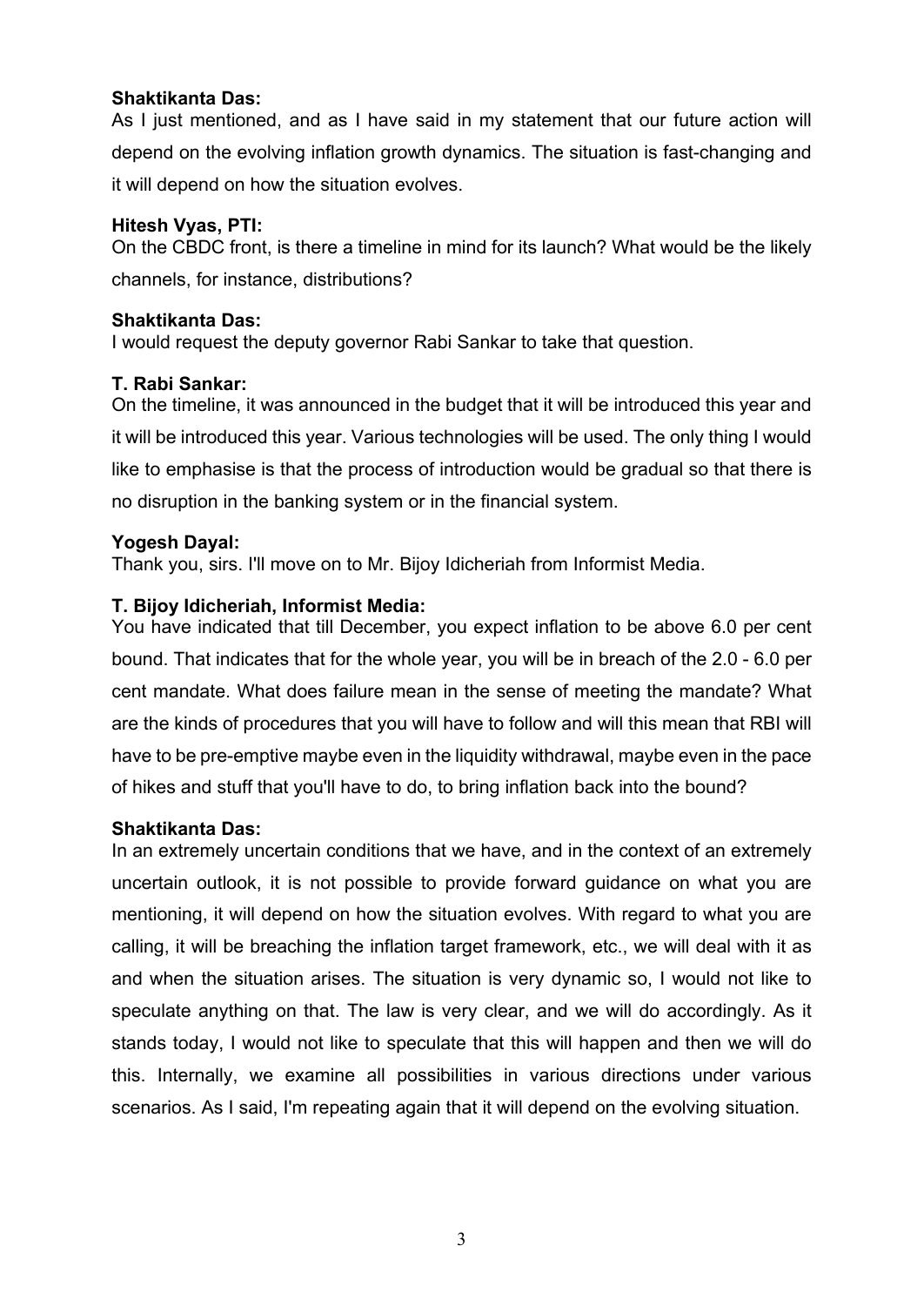**Shaktikanta Das:**
As I just mentioned, and as I have said in my statement that our future action will depend on the evolving inflation growth dynamics. The situation is fast-changing and it will depend on how the situation evolves.

**Hitesh Vyas, PTI:**
On the CBDC front, is there a timeline in mind for its launch? What would be the likely channels, for instance, distributions?

**Shaktikanta Das:**
I would request the deputy governor Rabi Sankar to take that question.

**T. Rabi Sankar:**
On the timeline, it was announced in the budget that it will be introduced this year and it will be introduced this year. Various technologies will be used. The only thing I would like to emphasise is that the process of introduction would be gradual so that there is no disruption in the banking system or in the financial system.

**Yogesh Dayal:**
Thank you, sirs. I'll move on to Mr. Bijoy Idicheriah from Informist Media.

**T. Bijoy Idicheriah, Informist Media:**
You have indicated that till December, you expect inflation to be above 6.0 per cent bound. That indicates that for the whole year, you will be in breach of the 2.0 - 6.0 per cent mandate. What does failure mean in the sense of meeting the mandate? What are the kinds of procedures that you will have to follow and will this mean that RBI will have to be pre-emptive maybe even in the liquidity withdrawal, maybe even in the pace of hikes and stuff that you'll have to do, to bring inflation back into the bound?

**Shaktikanta Das:**
In an extremely uncertain conditions that we have, and in the context of an extremely uncertain outlook, it is not possible to provide forward guidance on what you are mentioning, it will depend on how the situation evolves. With regard to what you are calling, it will be breaching the inflation target framework, etc., we will deal with it as and when the situation arises. The situation is very dynamic so, I would not like to speculate anything on that. The law is very clear, and we will do accordingly. As it stands today, I would not like to speculate that this will happen and then we will do this. Internally, we examine all possibilities in various directions under various scenarios. As I said, I'm repeating again that it will depend on the evolving situation.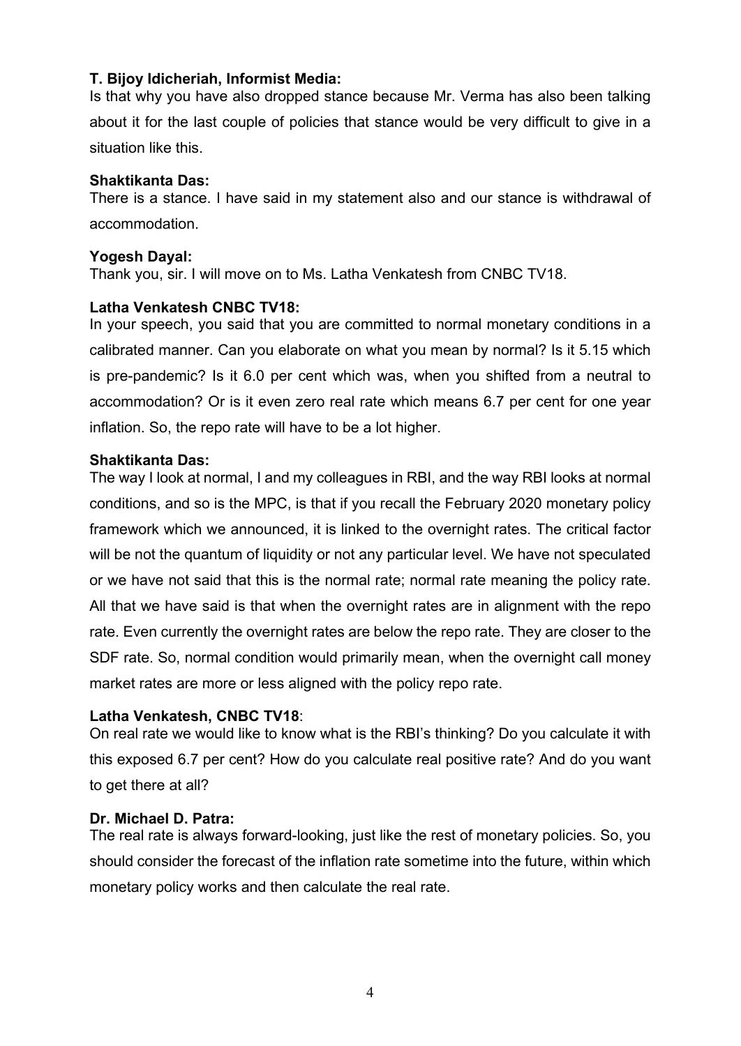**T. Bijoy Idicheriah, Informist Media:**
Is that why you have also dropped stance because Mr. Verma has also been talking about it for the last couple of policies that stance would be very difficult to give in a situation like this.

**Shaktikanta Das:**
There is a stance. I have said in my statement also and our stance is withdrawal of accommodation.

**Yogesh Dayal:**
Thank you, sir. I will move on to Ms. Latha Venkatesh from CNBC TV18.

**Latha Venkatesh CNBC TV18:**
In your speech, you said that you are committed to normal monetary conditions in a calibrated manner. Can you elaborate on what you mean by normal? Is it 5.15 which is pre-pandemic? Is it 6.0 per cent which was, when you shifted from a neutral to accommodation? Or is it even zero real rate which means 6.7 per cent for one year inflation. So, the repo rate will have to be a lot higher.

**Shaktikanta Das:**
The way I look at normal, I and my colleagues in RBI, and the way RBI looks at normal conditions, and so is the MPC, is that if you recall the February 2020 monetary policy framework which we announced, it is linked to the overnight rates. The critical factor will be not the quantum of liquidity or not any particular level. We have not speculated or we have not said that this is the normal rate; normal rate meaning the policy rate. All that we have said is that when the overnight rates are in alignment with the repo rate. Even currently the overnight rates are below the repo rate. They are closer to the SDF rate. So, normal condition would primarily mean, when the overnight call money market rates are more or less aligned with the policy repo rate.

**Latha Venkatesh, CNBC TV18**:
On real rate we would like to know what is the RBI's thinking? Do you calculate it with this exposed 6.7 per cent? How do you calculate real positive rate? And do you want to get there at all?

**Dr. Michael D. Patra:**
The real rate is always forward-looking, just like the rest of monetary policies. So, you should consider the forecast of the inflation rate sometime into the future, within which monetary policy works and then calculate the real rate.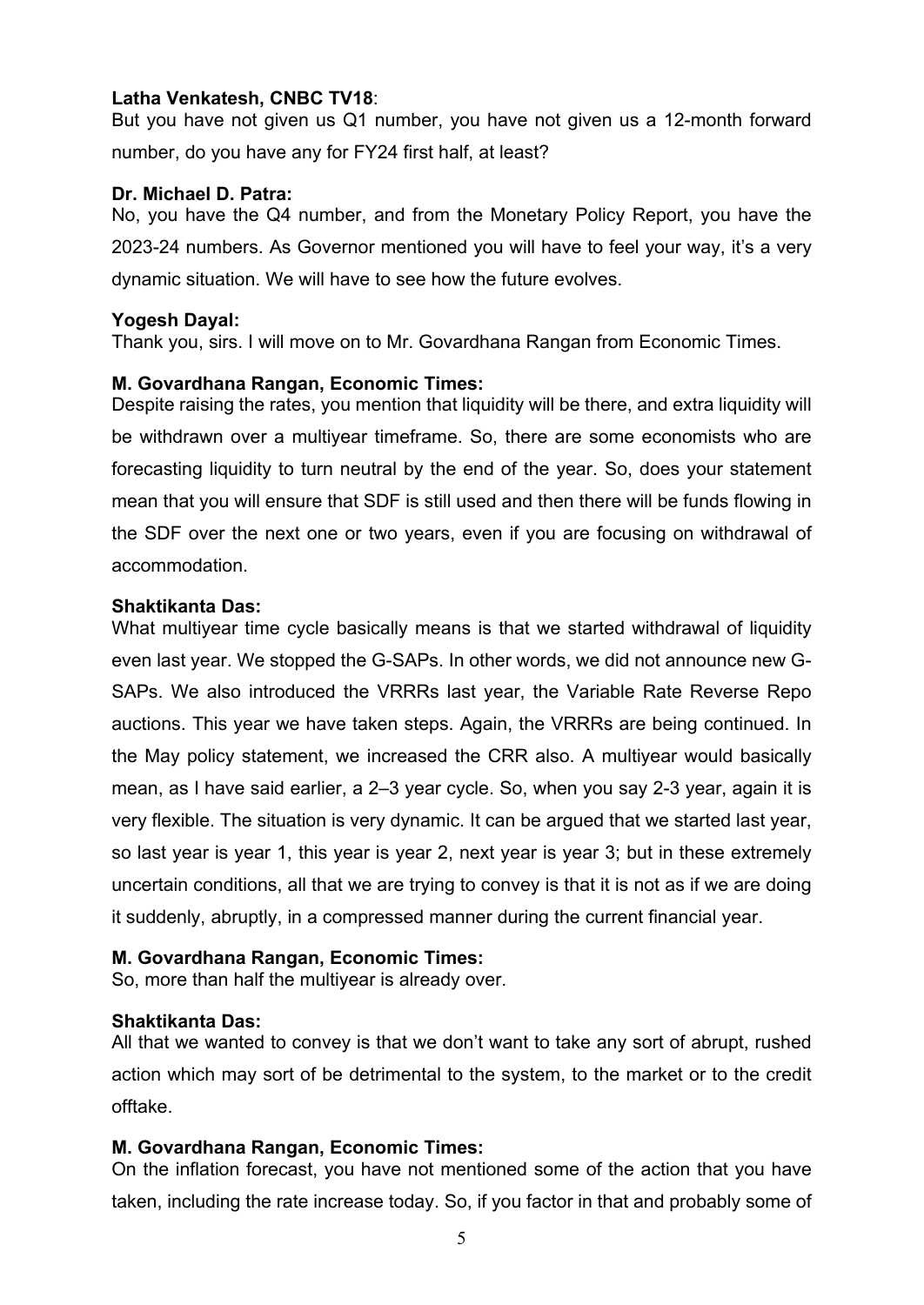**Latha Venkatesh, CNBC TV18**:

But you have not given us Q1 number, you have not given us a 12-month forward number, do you have any for FY24 first half, at least?

**Dr. Michael D. Patra:**

No, you have the Q4 number, and from the Monetary Policy Report, you have the 2023-24 numbers. As Governor mentioned you will have to feel your way, it's a very dynamic situation. We will have to see how the future evolves.

**Yogesh Dayal:**

Thank you, sirs. I will move on to Mr. Govardhana Rangan from Economic Times.

**M. Govardhana Rangan, Economic Times:**

Despite raising the rates, you mention that liquidity will be there, and extra liquidity will be withdrawn over a multiyear timeframe. So, there are some economists who are forecasting liquidity to turn neutral by the end of the year. So, does your statement mean that you will ensure that SDF is still used and then there will be funds flowing in the SDF over the next one or two years, even if you are focusing on withdrawal of accommodation.

**Shaktikanta Das:**

What multiyear time cycle basically means is that we started withdrawal of liquidity even last year. We stopped the G-SAPs. In other words, we did not announce new G-SAPs. We also introduced the VRRRs last year, the Variable Rate Reverse Repo auctions. This year we have taken steps. Again, the VRRRs are being continued. In the May policy statement, we increased the CRR also. A multiyear would basically mean, as I have said earlier, a 2–3 year cycle. So, when you say 2-3 year, again it is very flexible. The situation is very dynamic. It can be argued that we started last year, so last year is year 1, this year is year 2, next year is year 3; but in these extremely uncertain conditions, all that we are trying to convey is that it is not as if we are doing it suddenly, abruptly, in a compressed manner during the current financial year.

**M. Govardhana Rangan, Economic Times:**

So, more than half the multiyear is already over.

**Shaktikanta Das:**

All that we wanted to convey is that we don't want to take any sort of abrupt, rushed action which may sort of be detrimental to the system, to the market or to the credit offtake.

**M. Govardhana Rangan, Economic Times:**

On the inflation forecast, you have not mentioned some of the action that you have taken, including the rate increase today. So, if you factor in that and probably some of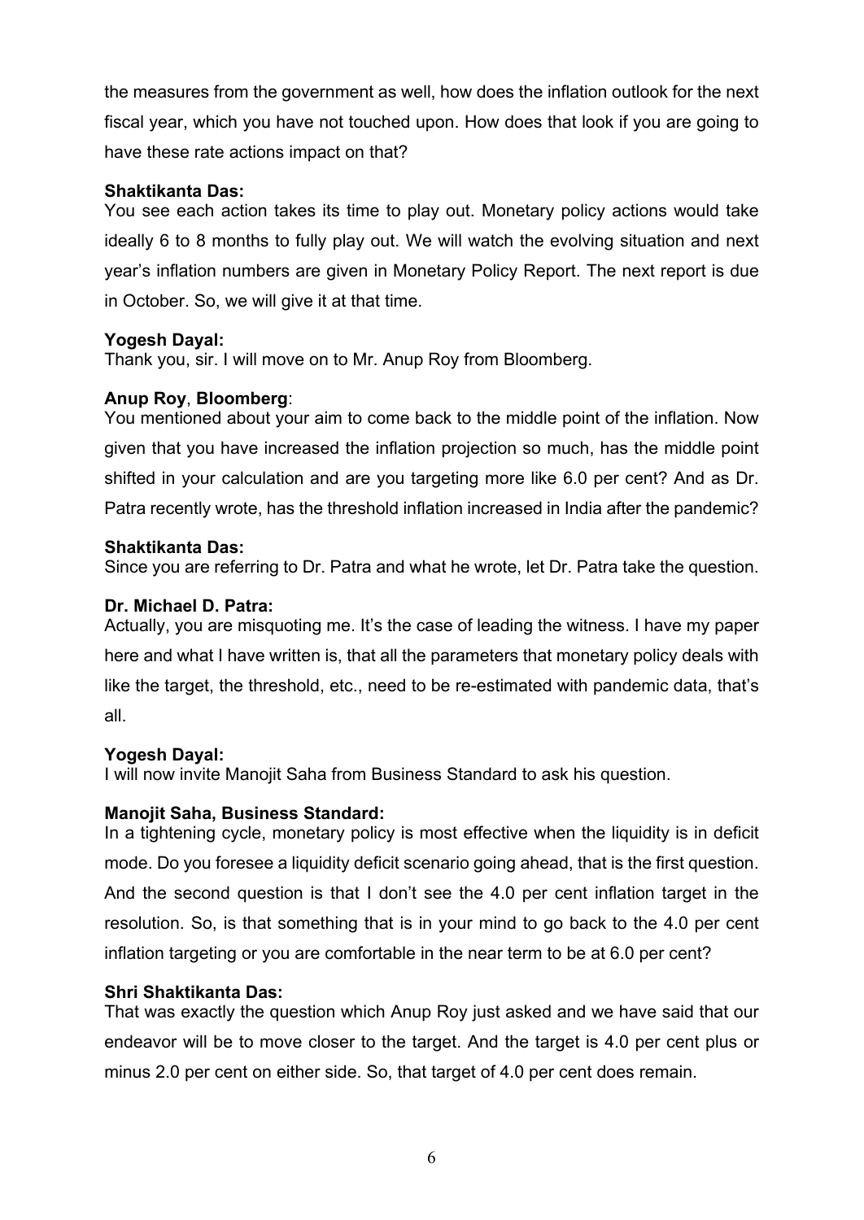the measures from the government as well, how does the inflation outlook for the next fiscal year, which you have not touched upon. How does that look if you are going to have these rate actions impact on that?

**Shaktikanta Das:**
You see each action takes its time to play out. Monetary policy actions would take ideally 6 to 8 months to fully play out. We will watch the evolving situation and next year's inflation numbers are given in Monetary Policy Report. The next report is due in October. So, we will give it at that time.

**Yogesh Dayal:**
Thank you, sir. I will move on to Mr. Anup Roy from Bloomberg.

**Anup Roy**, **Bloomberg**:
You mentioned about your aim to come back to the middle point of the inflation. Now given that you have increased the inflation projection so much, has the middle point shifted in your calculation and are you targeting more like 6.0 per cent? And as Dr. Patra recently wrote, has the threshold inflation increased in India after the pandemic?

**Shaktikanta Das:**
Since you are referring to Dr. Patra and what he wrote, let Dr. Patra take the question.

**Dr. Michael D. Patra:**
Actually, you are misquoting me. It's the case of leading the witness. I have my paper here and what I have written is, that all the parameters that monetary policy deals with like the target, the threshold, etc., need to be re-estimated with pandemic data, that's all.

**Yogesh Dayal:**
I will now invite Manojit Saha from Business Standard to ask his question.

**Manojit Saha, Business Standard:**
In a tightening cycle, monetary policy is most effective when the liquidity is in deficit mode. Do you foresee a liquidity deficit scenario going ahead, that is the first question. And the second question is that I don't see the 4.0 per cent inflation target in the resolution. So, is that something that is in your mind to go back to the 4.0 per cent inflation targeting or you are comfortable in the near term to be at 6.0 per cent?

**Shri Shaktikanta Das:**
That was exactly the question which Anup Roy just asked and we have said that our endeavor will be to move closer to the target. And the target is 4.0 per cent plus or minus 2.0 per cent on either side. So, that target of 4.0 per cent does remain.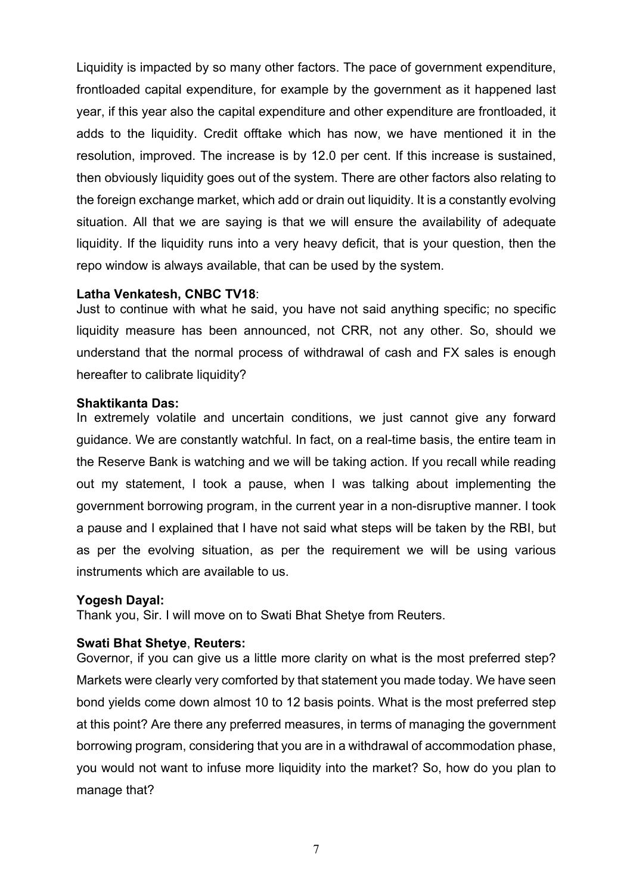Liquidity is impacted by so many other factors. The pace of government expenditure, frontloaded capital expenditure, for example by the government as it happened last year, if this year also the capital expenditure and other expenditure are frontloaded, it adds to the liquidity. Credit offtake which has now, we have mentioned it in the resolution, improved. The increase is by 12.0 per cent. If this increase is sustained, then obviously liquidity goes out of the system. There are other factors also relating to the foreign exchange market, which add or drain out liquidity. It is a constantly evolving situation. All that we are saying is that we will ensure the availability of adequate liquidity. If the liquidity runs into a very heavy deficit, that is your question, then the repo window is always available, that can be used by the system.

**Latha Venkatesh, CNBC TV18**:
Just to continue with what he said, you have not said anything specific; no specific liquidity measure has been announced, not CRR, not any other. So, should we understand that the normal process of withdrawal of cash and FX sales is enough hereafter to calibrate liquidity?

**Shaktikanta Das:**
In extremely volatile and uncertain conditions, we just cannot give any forward guidance. We are constantly watchful. In fact, on a real-time basis, the entire team in the Reserve Bank is watching and we will be taking action. If you recall while reading out my statement, I took a pause, when I was talking about implementing the government borrowing program, in the current year in a non-disruptive manner. I took a pause and I explained that I have not said what steps will be taken by the RBI, but as per the evolving situation, as per the requirement we will be using various instruments which are available to us.

**Yogesh Dayal:**
Thank you, Sir. I will move on to Swati Bhat Shetye from Reuters.

**Swati Bhat Shetye**, **Reuters:**
Governor, if you can give us a little more clarity on what is the most preferred step? Markets were clearly very comforted by that statement you made today. We have seen bond yields come down almost 10 to 12 basis points. What is the most preferred step at this point? Are there any preferred measures, in terms of managing the government borrowing program, considering that you are in a withdrawal of accommodation phase, you would not want to infuse more liquidity into the market? So, how do you plan to manage that?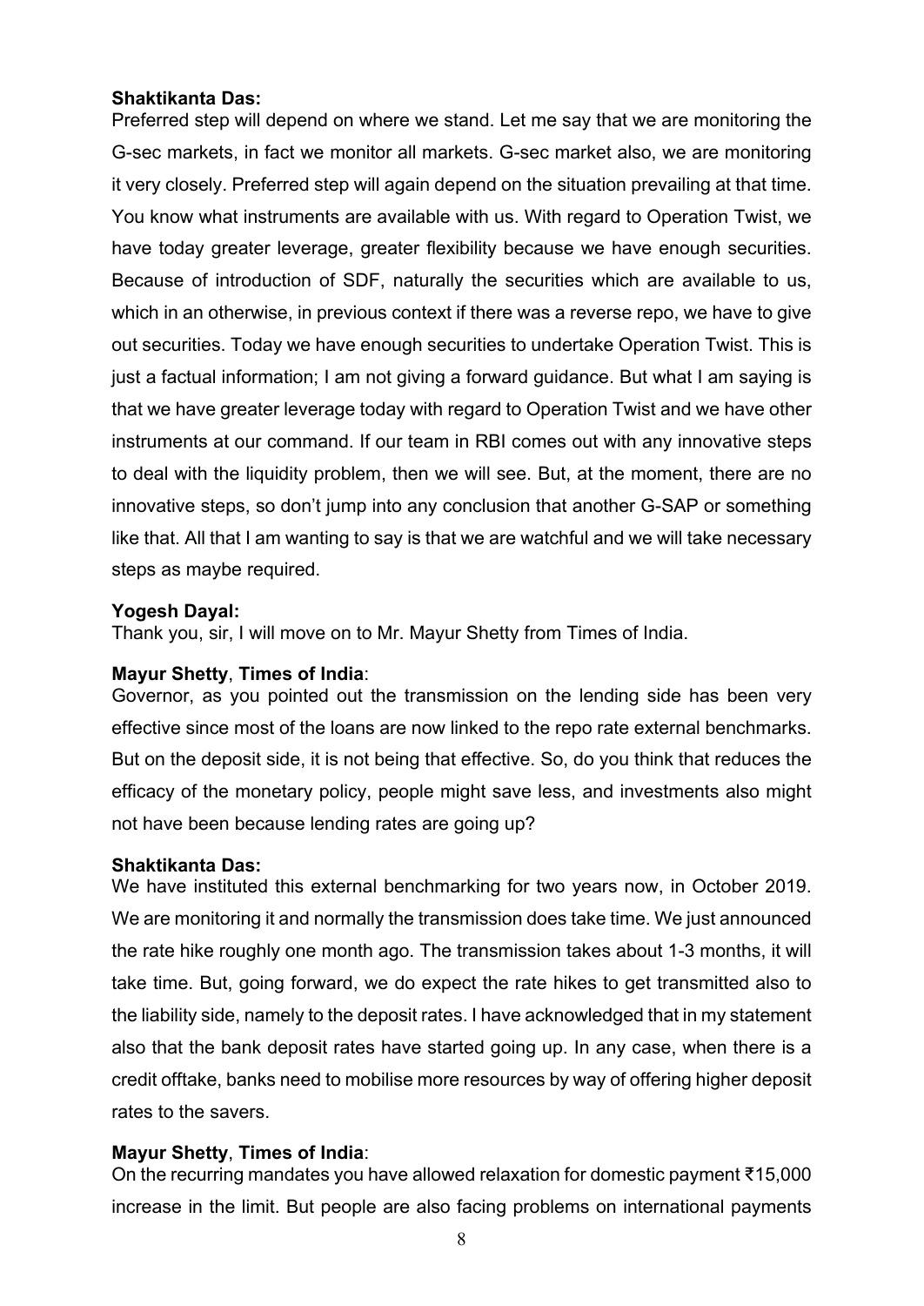**Shaktikanta Das:**
Preferred step will depend on where we stand. Let me say that we are monitoring the G-sec markets, in fact we monitor all markets. G-sec market also, we are monitoring it very closely. Preferred step will again depend on the situation prevailing at that time. You know what instruments are available with us. With regard to Operation Twist, we have today greater leverage, greater flexibility because we have enough securities. Because of introduction of SDF, naturally the securities which are available to us, which in an otherwise, in previous context if there was a reverse repo, we have to give out securities. Today we have enough securities to undertake Operation Twist. This is just a factual information; I am not giving a forward guidance. But what I am saying is that we have greater leverage today with regard to Operation Twist and we have other instruments at our command. If our team in RBI comes out with any innovative steps to deal with the liquidity problem, then we will see. But, at the moment, there are no innovative steps, so don't jump into any conclusion that another G-SAP or something like that. All that I am wanting to say is that we are watchful and we will take necessary steps as maybe required.

**Yogesh Dayal:**
Thank you, sir, I will move on to Mr. Mayur Shetty from Times of India.

**Mayur Shetty**, **Times of India**:
Governor, as you pointed out the transmission on the lending side has been very effective since most of the loans are now linked to the repo rate external benchmarks. But on the deposit side, it is not being that effective. So, do you think that reduces the efficacy of the monetary policy, people might save less, and investments also might not have been because lending rates are going up?

**Shaktikanta Das:**
We have instituted this external benchmarking for two years now, in October 2019. We are monitoring it and normally the transmission does take time. We just announced the rate hike roughly one month ago. The transmission takes about 1-3 months, it will take time. But, going forward, we do expect the rate hikes to get transmitted also to the liability side, namely to the deposit rates. I have acknowledged that in my statement also that the bank deposit rates have started going up. In any case, when there is a credit offtake, banks need to mobilise more resources by way of offering higher deposit rates to the savers.

**Mayur Shetty**, **Times of India**:
On the recurring mandates you have allowed relaxation for domestic payment ₹15,000 increase in the limit. But people are also facing problems on international payments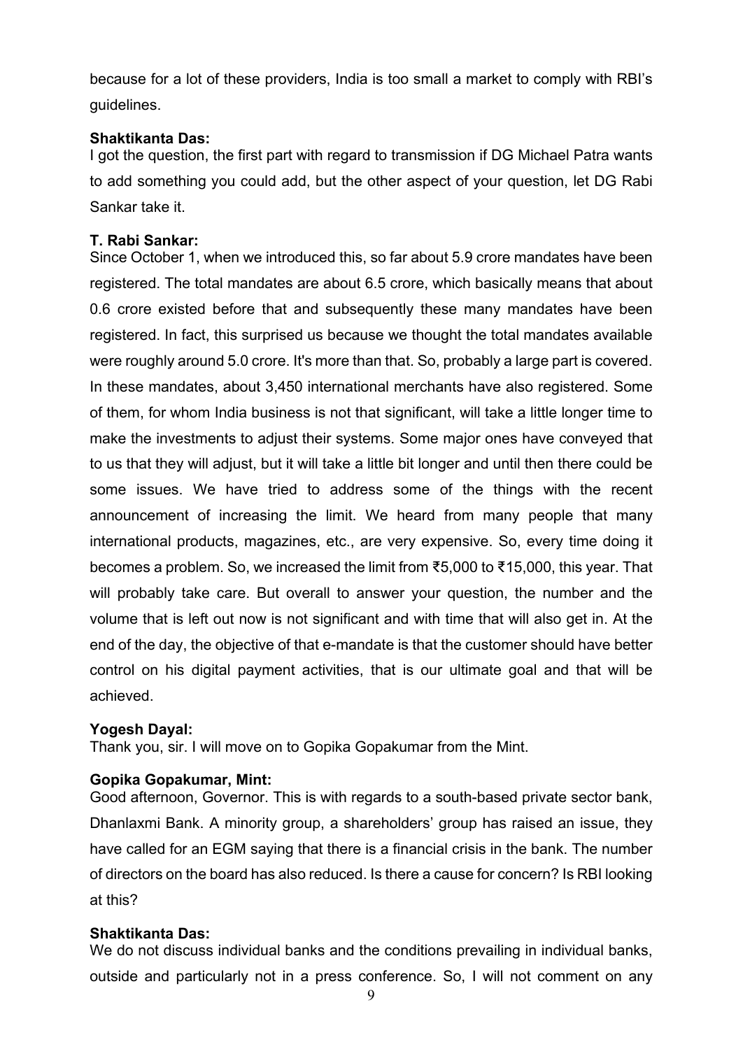because for a lot of these providers, India is too small a market to comply with RBI's guidelines.

**Shaktikanta Das:**
I got the question, the first part with regard to transmission if DG Michael Patra wants to add something you could add, but the other aspect of your question, let DG Rabi Sankar take it.

**T. Rabi Sankar:**
Since October 1, when we introduced this, so far about 5.9 crore mandates have been registered. The total mandates are about 6.5 crore, which basically means that about 0.6 crore existed before that and subsequently these many mandates have been registered. In fact, this surprised us because we thought the total mandates available were roughly around 5.0 crore. It's more than that. So, probably a large part is covered. In these mandates, about 3,450 international merchants have also registered. Some of them, for whom India business is not that significant, will take a little longer time to make the investments to adjust their systems. Some major ones have conveyed that to us that they will adjust, but it will take a little bit longer and until then there could be some issues. We have tried to address some of the things with the recent announcement of increasing the limit. We heard from many people that many international products, magazines, etc., are very expensive. So, every time doing it becomes a problem. So, we increased the limit from ₹5,000 to ₹15,000, this year. That will probably take care. But overall to answer your question, the number and the volume that is left out now is not significant and with time that will also get in. At the end of the day, the objective of that e-mandate is that the customer should have better control on his digital payment activities, that is our ultimate goal and that will be achieved.

**Yogesh Dayal:**
Thank you, sir. I will move on to Gopika Gopakumar from the Mint.

**Gopika Gopakumar, Mint:**
Good afternoon, Governor. This is with regards to a south-based private sector bank, Dhanlaxmi Bank. A minority group, a shareholders' group has raised an issue, they have called for an EGM saying that there is a financial crisis in the bank. The number of directors on the board has also reduced. Is there a cause for concern? Is RBI looking at this?

**Shaktikanta Das:**
We do not discuss individual banks and the conditions prevailing in individual banks, outside and particularly not in a press conference. So, I will not comment on any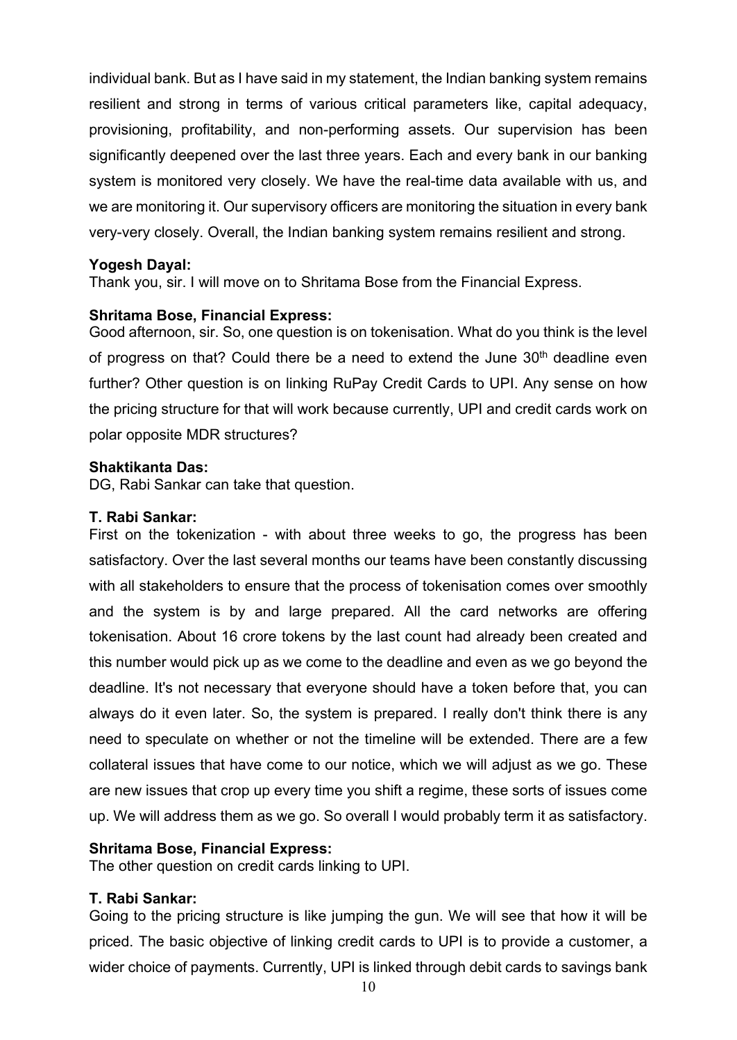individual bank. But as I have said in my statement, the Indian banking system remains resilient and strong in terms of various critical parameters like, capital adequacy, provisioning, profitability, and non-performing assets. Our supervision has been significantly deepened over the last three years. Each and every bank in our banking system is monitored very closely. We have the real-time data available with us, and we are monitoring it. Our supervisory officers are monitoring the situation in every bank very-very closely. Overall, the Indian banking system remains resilient and strong.

**Yogesh Dayal:**
Thank you, sir. I will move on to Shritama Bose from the Financial Express.

**Shritama Bose, Financial Express:**
Good afternoon, sir. So, one question is on tokenisation. What do you think is the level of progress on that? Could there be a need to extend the June 30th deadline even further? Other question is on linking RuPay Credit Cards to UPI. Any sense on how the pricing structure for that will work because currently, UPI and credit cards work on polar opposite MDR structures?

**Shaktikanta Das:**
DG, Rabi Sankar can take that question.

**T. Rabi Sankar:**
First on the tokenization - with about three weeks to go, the progress has been satisfactory. Over the last several months our teams have been constantly discussing with all stakeholders to ensure that the process of tokenisation comes over smoothly and the system is by and large prepared. All the card networks are offering tokenisation. About 16 crore tokens by the last count had already been created and this number would pick up as we come to the deadline and even as we go beyond the deadline. It's not necessary that everyone should have a token before that, you can always do it even later. So, the system is prepared. I really don't think there is any need to speculate on whether or not the timeline will be extended. There are a few collateral issues that have come to our notice, which we will adjust as we go. These are new issues that crop up every time you shift a regime, these sorts of issues come up. We will address them as we go. So overall I would probably term it as satisfactory.

**Shritama Bose, Financial Express:**
The other question on credit cards linking to UPI.

**T. Rabi Sankar:**
Going to the pricing structure is like jumping the gun. We will see that how it will be priced. The basic objective of linking credit cards to UPI is to provide a customer, a wider choice of payments. Currently, UPI is linked through debit cards to savings bank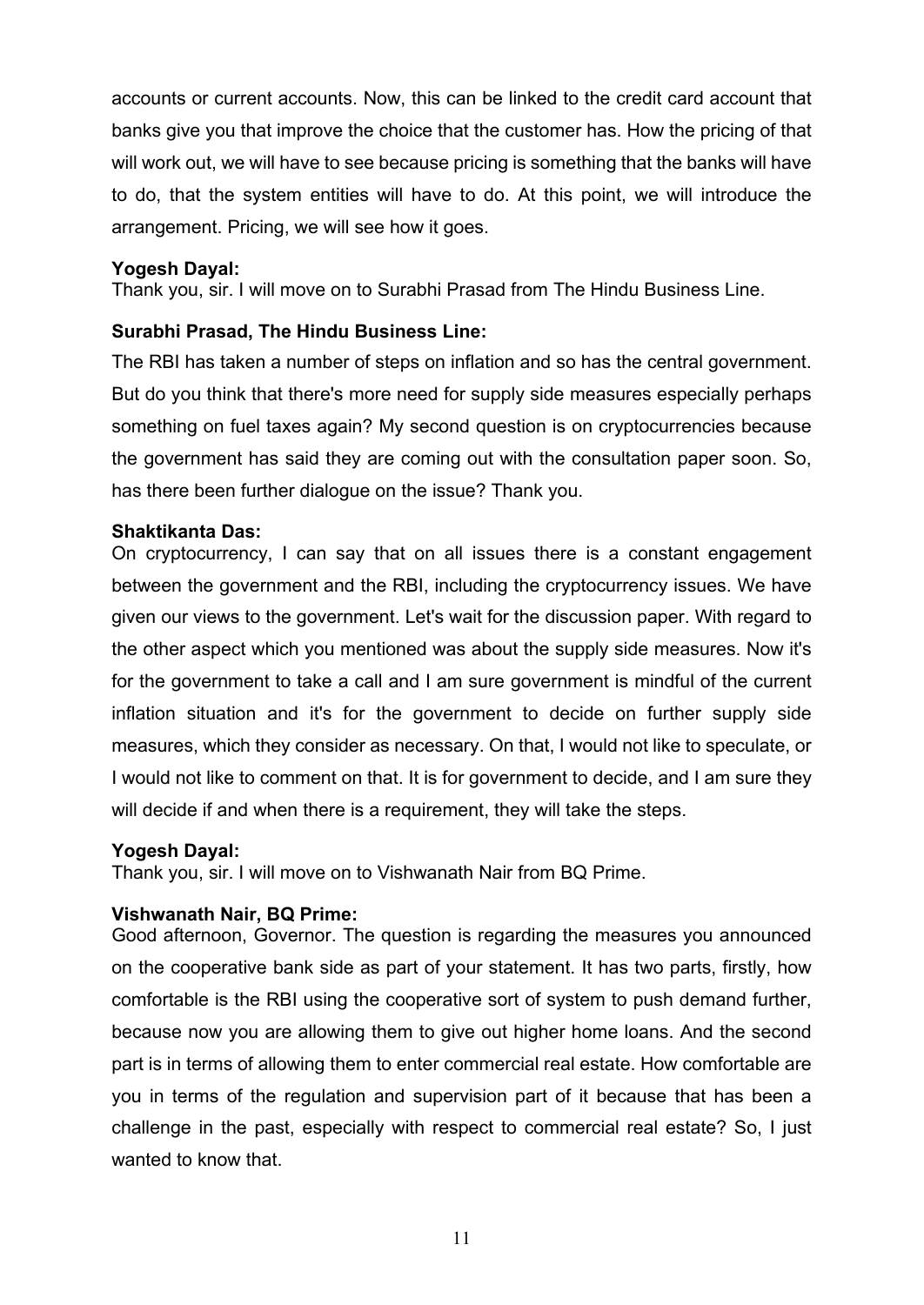accounts or current accounts. Now, this can be linked to the credit card account that banks give you that improve the choice that the customer has. How the pricing of that will work out, we will have to see because pricing is something that the banks will have to do, that the system entities will have to do. At this point, we will introduce the arrangement. Pricing, we will see how it goes.

**Yogesh Dayal:**
Thank you, sir. I will move on to Surabhi Prasad from The Hindu Business Line.

**Surabhi Prasad, The Hindu Business Line:**
The RBI has taken a number of steps on inflation and so has the central government. But do you think that there's more need for supply side measures especially perhaps something on fuel taxes again? My second question is on cryptocurrencies because the government has said they are coming out with the consultation paper soon. So, has there been further dialogue on the issue? Thank you.

**Shaktikanta Das:**
On cryptocurrency, I can say that on all issues there is a constant engagement between the government and the RBI, including the cryptocurrency issues. We have given our views to the government. Let's wait for the discussion paper. With regard to the other aspect which you mentioned was about the supply side measures. Now it's for the government to take a call and I am sure government is mindful of the current inflation situation and it's for the government to decide on further supply side measures, which they consider as necessary. On that, I would not like to speculate, or I would not like to comment on that. It is for government to decide, and I am sure they will decide if and when there is a requirement, they will take the steps.

**Yogesh Dayal:**
Thank you, sir. I will move on to Vishwanath Nair from BQ Prime.

**Vishwanath Nair, BQ Prime:**
Good afternoon, Governor. The question is regarding the measures you announced on the cooperative bank side as part of your statement. It has two parts, firstly, how comfortable is the RBI using the cooperative sort of system to push demand further, because now you are allowing them to give out higher home loans. And the second part is in terms of allowing them to enter commercial real estate. How comfortable are you in terms of the regulation and supervision part of it because that has been a challenge in the past, especially with respect to commercial real estate? So, I just wanted to know that.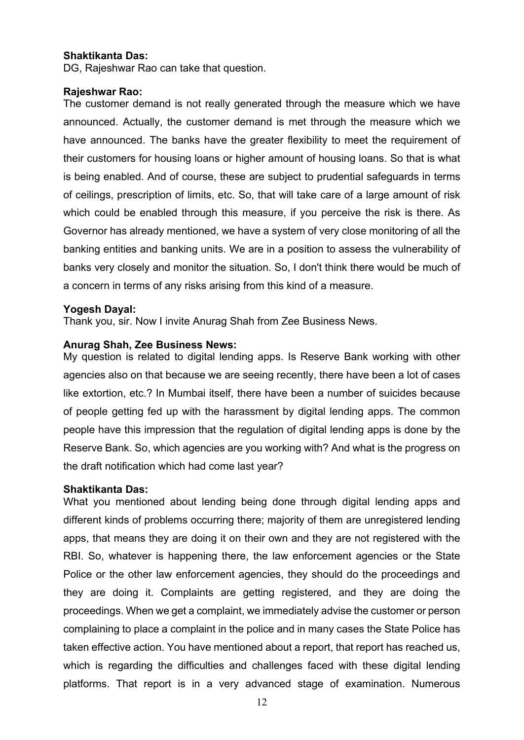**Shaktikanta Das:**
DG, Rajeshwar Rao can take that question.

**Rajeshwar Rao:**
The customer demand is not really generated through the measure which we have announced. Actually, the customer demand is met through the measure which we have announced. The banks have the greater flexibility to meet the requirement of their customers for housing loans or higher amount of housing loans. So that is what is being enabled. And of course, these are subject to prudential safeguards in terms of ceilings, prescription of limits, etc. So, that will take care of a large amount of risk which could be enabled through this measure, if you perceive the risk is there. As Governor has already mentioned, we have a system of very close monitoring of all the banking entities and banking units. We are in a position to assess the vulnerability of banks very closely and monitor the situation. So, I don't think there would be much of a concern in terms of any risks arising from this kind of a measure.

**Yogesh Dayal:**
Thank you, sir. Now I invite Anurag Shah from Zee Business News.

**Anurag Shah, Zee Business News:**
My question is related to digital lending apps. Is Reserve Bank working with other agencies also on that because we are seeing recently, there have been a lot of cases like extortion, etc.? In Mumbai itself, there have been a number of suicides because of people getting fed up with the harassment by digital lending apps. The common people have this impression that the regulation of digital lending apps is done by the Reserve Bank. So, which agencies are you working with? And what is the progress on the draft notification which had come last year?

**Shaktikanta Das:**
What you mentioned about lending being done through digital lending apps and different kinds of problems occurring there; majority of them are unregistered lending apps, that means they are doing it on their own and they are not registered with the RBI. So, whatever is happening there, the law enforcement agencies or the State Police or the other law enforcement agencies, they should do the proceedings and they are doing it. Complaints are getting registered, and they are doing the proceedings. When we get a complaint, we immediately advise the customer or person complaining to place a complaint in the police and in many cases the State Police has taken effective action. You have mentioned about a report, that report has reached us, which is regarding the difficulties and challenges faced with these digital lending platforms. That report is in a very advanced stage of examination. Numerous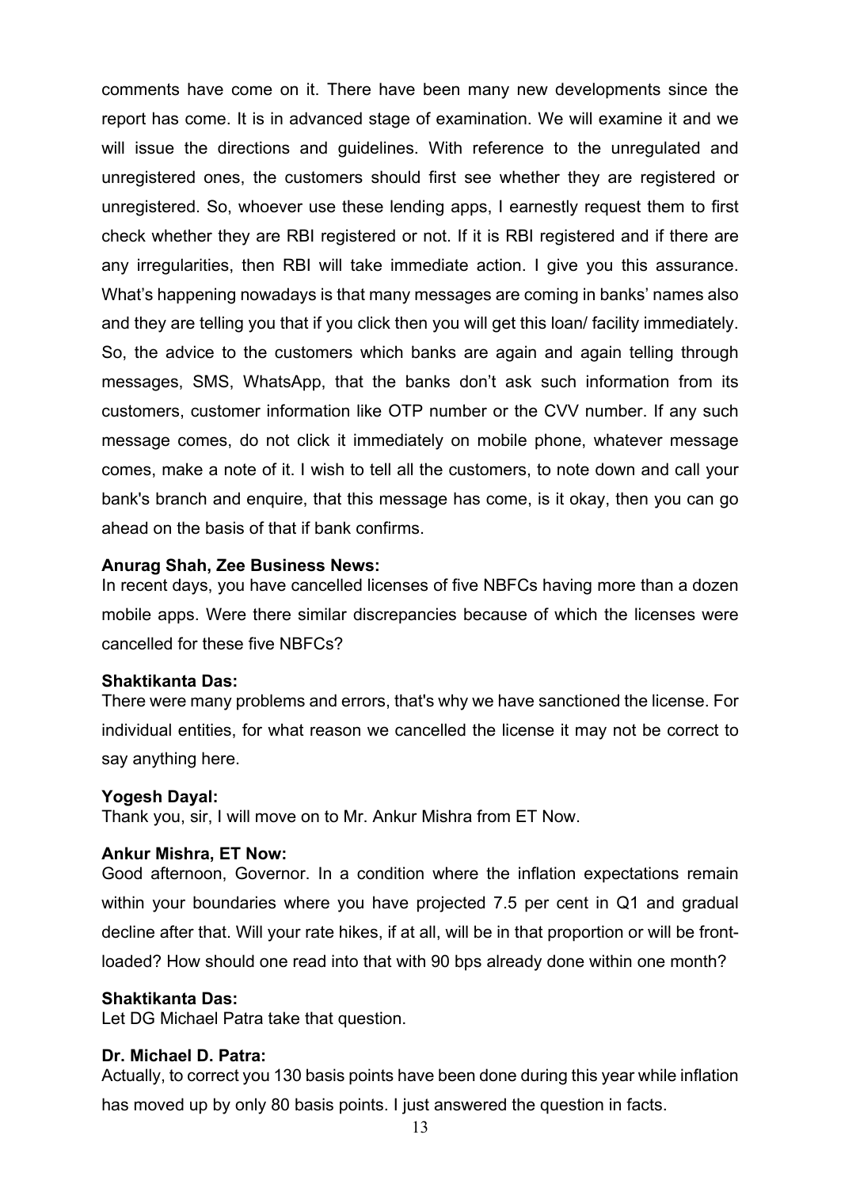comments have come on it. There have been many new developments since the report has come. It is in advanced stage of examination. We will examine it and we will issue the directions and guidelines. With reference to the unregulated and unregistered ones, the customers should first see whether they are registered or unregistered. So, whoever use these lending apps, I earnestly request them to first check whether they are RBI registered or not. If it is RBI registered and if there are any irregularities, then RBI will take immediate action. I give you this assurance. What's happening nowadays is that many messages are coming in banks' names also and they are telling you that if you click then you will get this loan/ facility immediately. So, the advice to the customers which banks are again and again telling through messages, SMS, WhatsApp, that the banks don't ask such information from its customers, customer information like OTP number or the CVV number. If any such message comes, do not click it immediately on mobile phone, whatever message comes, make a note of it. I wish to tell all the customers, to note down and call your bank's branch and enquire, that this message has come, is it okay, then you can go ahead on the basis of that if bank confirms.

**Anurag Shah, Zee Business News:**
In recent days, you have cancelled licenses of five NBFCs having more than a dozen mobile apps. Were there similar discrepancies because of which the licenses were cancelled for these five NBFCs?

**Shaktikanta Das:**
There were many problems and errors, that's why we have sanctioned the license. For individual entities, for what reason we cancelled the license it may not be correct to say anything here.

**Yogesh Dayal:**
Thank you, sir, I will move on to Mr. Ankur Mishra from ET Now.

**Ankur Mishra, ET Now:**
Good afternoon, Governor. In a condition where the inflation expectations remain within your boundaries where you have projected 7.5 per cent in Q1 and gradual decline after that. Will your rate hikes, if at all, will be in that proportion or will be front-loaded? How should one read into that with 90 bps already done within one month?

**Shaktikanta Das:**
Let DG Michael Patra take that question.

**Dr. Michael D. Patra:**
Actually, to correct you 130 basis points have been done during this year while inflation has moved up by only 80 basis points. I just answered the question in facts.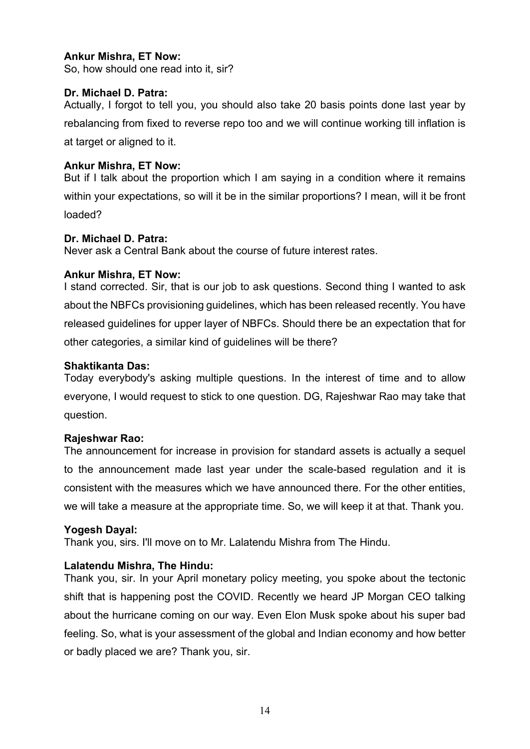**Ankur Mishra, ET Now:**
So, how should one read into it, sir?

**Dr. Michael D. Patra:**
Actually, I forgot to tell you, you should also take 20 basis points done last year by rebalancing from fixed to reverse repo too and we will continue working till inflation is at target or aligned to it.

**Ankur Mishra, ET Now:**
But if I talk about the proportion which I am saying in a condition where it remains within your expectations, so will it be in the similar proportions? I mean, will it be front loaded?

**Dr. Michael D. Patra:**
Never ask a Central Bank about the course of future interest rates.

**Ankur Mishra, ET Now:**
I stand corrected. Sir, that is our job to ask questions. Second thing I wanted to ask about the NBFCs provisioning guidelines, which has been released recently. You have released guidelines for upper layer of NBFCs. Should there be an expectation that for other categories, a similar kind of guidelines will be there?

**Shaktikanta Das:**
Today everybody's asking multiple questions. In the interest of time and to allow everyone, I would request to stick to one question. DG, Rajeshwar Rao may take that question.

**Rajeshwar Rao:**
The announcement for increase in provision for standard assets is actually a sequel to the announcement made last year under the scale-based regulation and it is consistent with the measures which we have announced there. For the other entities, we will take a measure at the appropriate time. So, we will keep it at that. Thank you.

**Yogesh Dayal:**
Thank you, sirs. I'll move on to Mr. Lalatendu Mishra from The Hindu.

**Lalatendu Mishra, The Hindu:**
Thank you, sir. In your April monetary policy meeting, you spoke about the tectonic shift that is happening post the COVID. Recently we heard JP Morgan CEO talking about the hurricane coming on our way. Even Elon Musk spoke about his super bad feeling. So, what is your assessment of the global and Indian economy and how better or badly placed we are? Thank you, sir.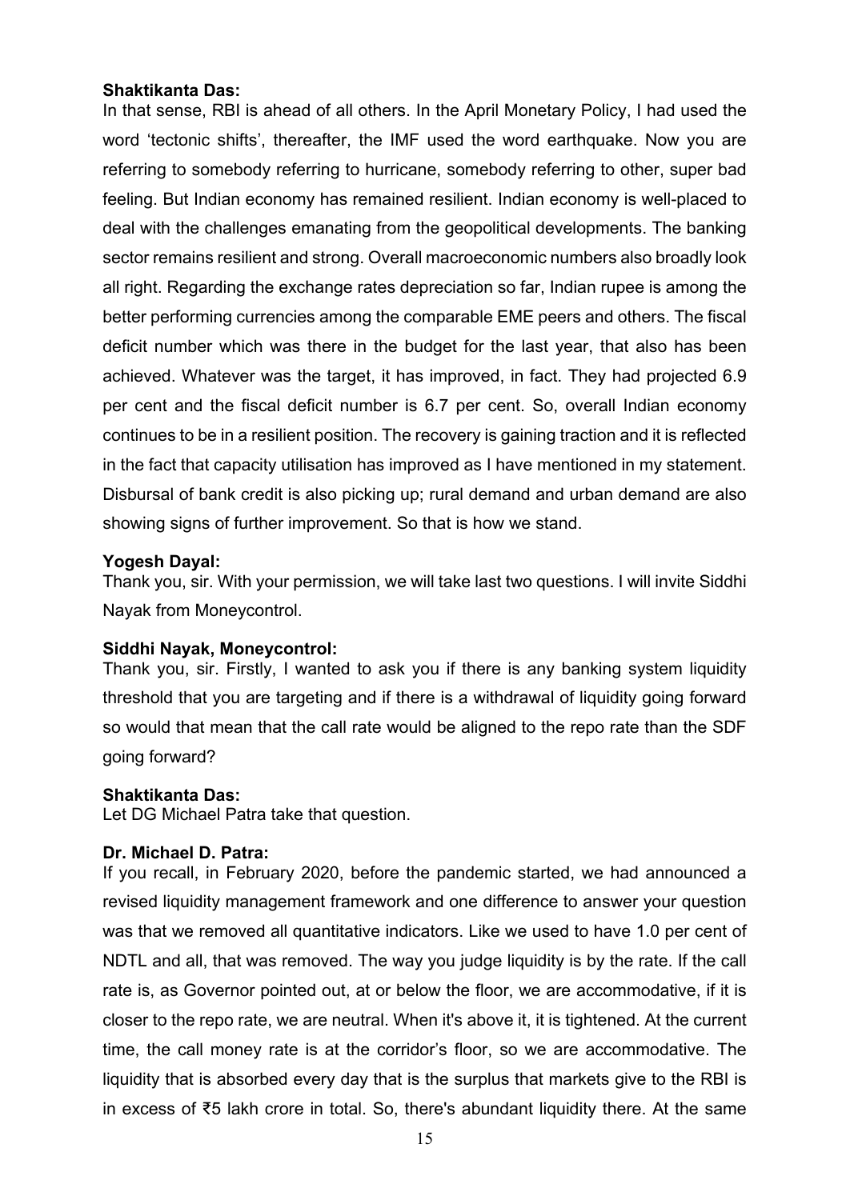**Shaktikanta Das:**

In that sense, RBI is ahead of all others. In the April Monetary Policy, I had used the word 'tectonic shifts', thereafter, the IMF used the word earthquake. Now you are referring to somebody referring to hurricane, somebody referring to other, super bad feeling. But Indian economy has remained resilient. Indian economy is well-placed to deal with the challenges emanating from the geopolitical developments. The banking sector remains resilient and strong. Overall macroeconomic numbers also broadly look all right. Regarding the exchange rates depreciation so far, Indian rupee is among the better performing currencies among the comparable EME peers and others. The fiscal deficit number which was there in the budget for the last year, that also has been achieved. Whatever was the target, it has improved, in fact. They had projected 6.9 per cent and the fiscal deficit number is 6.7 per cent. So, overall Indian economy continues to be in a resilient position. The recovery is gaining traction and it is reflected in the fact that capacity utilisation has improved as I have mentioned in my statement. Disbursal of bank credit is also picking up; rural demand and urban demand are also showing signs of further improvement. So that is how we stand.

**Yogesh Dayal:**

Thank you, sir. With your permission, we will take last two questions. I will invite Siddhi Nayak from Moneycontrol.

**Siddhi Nayak, Moneycontrol:**

Thank you, sir. Firstly, I wanted to ask you if there is any banking system liquidity threshold that you are targeting and if there is a withdrawal of liquidity going forward so would that mean that the call rate would be aligned to the repo rate than the SDF going forward?

**Shaktikanta Das:**

Let DG Michael Patra take that question.

**Dr. Michael D. Patra:**

If you recall, in February 2020, before the pandemic started, we had announced a revised liquidity management framework and one difference to answer your question was that we removed all quantitative indicators. Like we used to have 1.0 per cent of NDTL and all, that was removed. The way you judge liquidity is by the rate. If the call rate is, as Governor pointed out, at or below the floor, we are accommodative, if it is closer to the repo rate, we are neutral. When it's above it, it is tightened. At the current time, the call money rate is at the corridor's floor, so we are accommodative. The liquidity that is absorbed every day that is the surplus that markets give to the RBI is in excess of ₹5 lakh crore in total. So, there's abundant liquidity there. At the same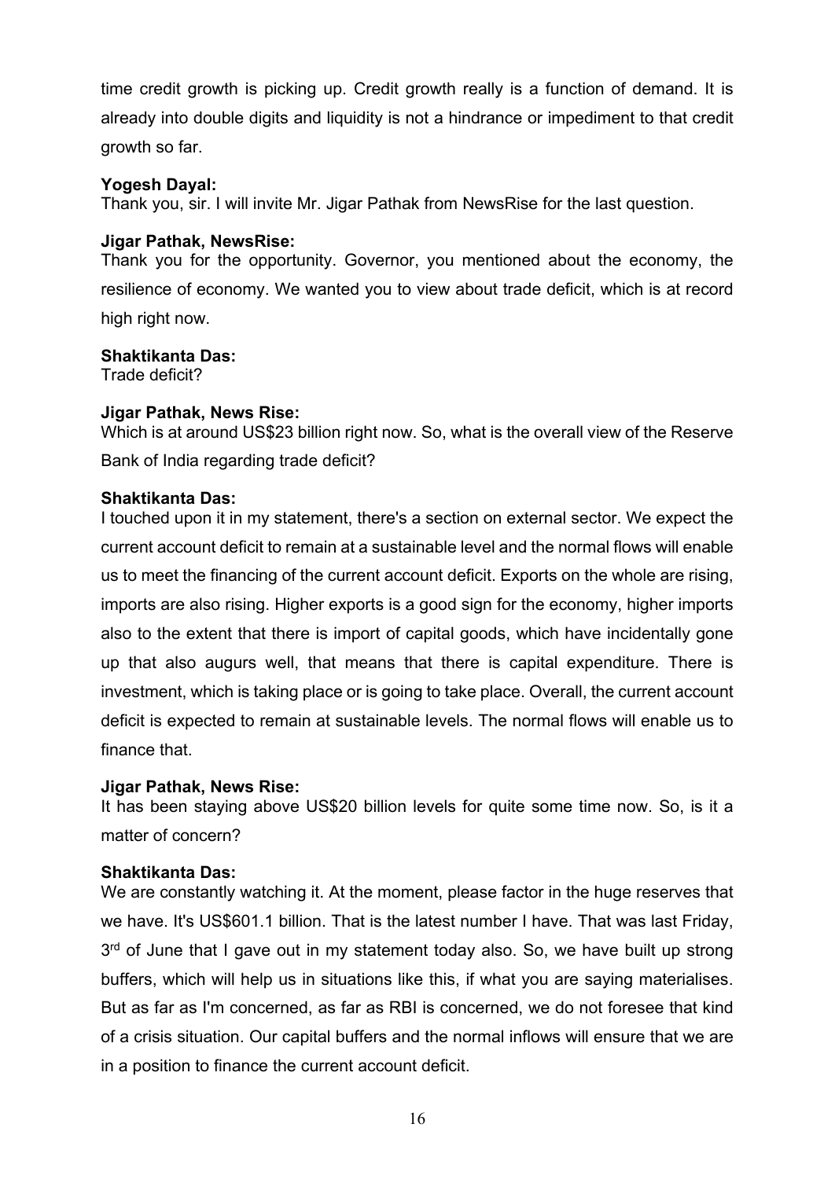time credit growth is picking up. Credit growth really is a function of demand. It is already into double digits and liquidity is not a hindrance or impediment to that credit growth so far.

**Yogesh Dayal:**
Thank you, sir. I will invite Mr. Jigar Pathak from NewsRise for the last question.

**Jigar Pathak, NewsRise:**
Thank you for the opportunity. Governor, you mentioned about the economy, the resilience of economy. We wanted you to view about trade deficit, which is at record high right now.

**Shaktikanta Das:**
Trade deficit?

**Jigar Pathak, News Rise:**
Which is at around US$23 billion right now. So, what is the overall view of the Reserve Bank of India regarding trade deficit?

**Shaktikanta Das:**
I touched upon it in my statement, there's a section on external sector. We expect the current account deficit to remain at a sustainable level and the normal flows will enable us to meet the financing of the current account deficit. Exports on the whole are rising, imports are also rising. Higher exports is a good sign for the economy, higher imports also to the extent that there is import of capital goods, which have incidentally gone up that also augurs well, that means that there is capital expenditure. There is investment, which is taking place or is going to take place. Overall, the current account deficit is expected to remain at sustainable levels. The normal flows will enable us to finance that.

**Jigar Pathak, News Rise:**
It has been staying above US$20 billion levels for quite some time now. So, is it a matter of concern?

**Shaktikanta Das:**
We are constantly watching it. At the moment, please factor in the huge reserves that we have. It's US$601.1 billion. That is the latest number I have. That was last Friday, 3rd of June that I gave out in my statement today also. So, we have built up strong buffers, which will help us in situations like this, if what you are saying materialises. But as far as I'm concerned, as far as RBI is concerned, we do not foresee that kind of a crisis situation. Our capital buffers and the normal inflows will ensure that we are in a position to finance the current account deficit.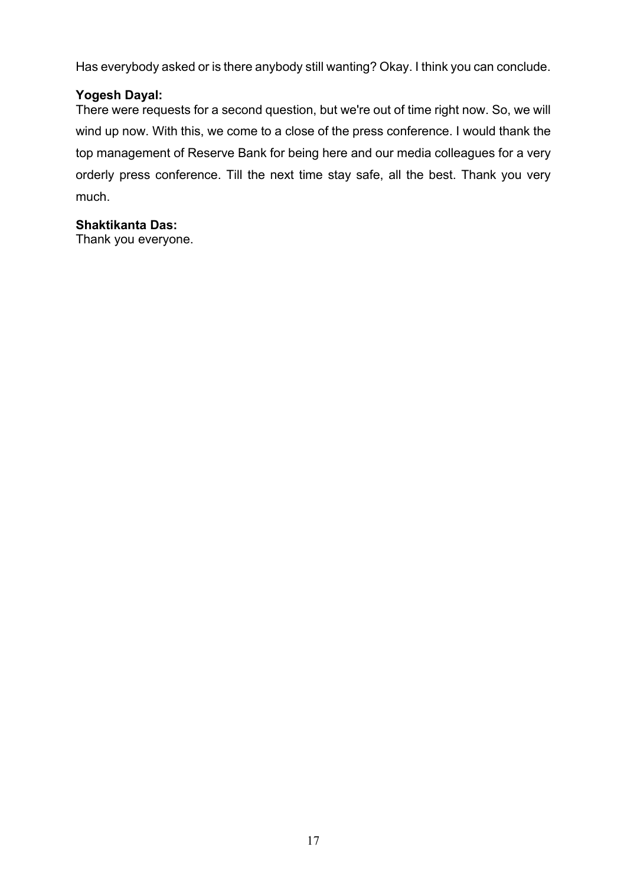Has everybody asked or is there anybody still wanting? Okay. I think you can conclude.

**Yogesh Dayal:**
There were requests for a second question, but we're out of time right now. So, we will wind up now. With this, we come to a close of the press conference. I would thank the top management of Reserve Bank for being here and our media colleagues for a very orderly press conference. Till the next time stay safe, all the best. Thank you very much.

**Shaktikanta Das:**
Thank you everyone.